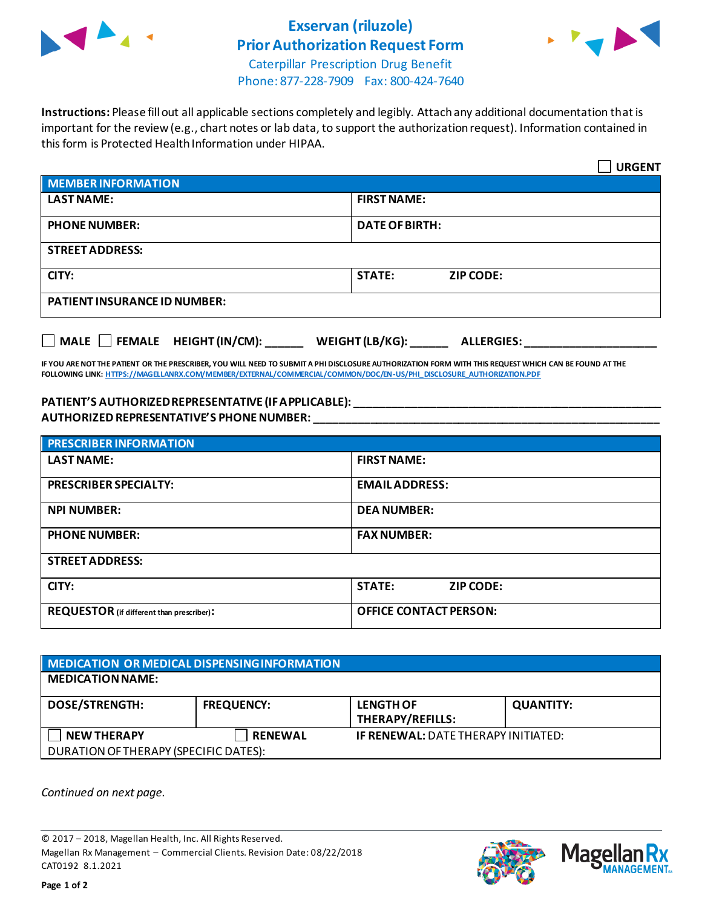# Exservan (riluzole)
# Prior Authorization Request Form

Caterpillar Prescription Drug Benefit
Phone: 877-228-7909 Fax: 800-424-7640

**Instructions:** Please fill out all applicable sections completely and legibly. Attach any additional documentation that is important for the review (e.g., chart notes or lab data, to support the authorization request). Information contained in this form is Protected Health Information under HIPAA.

☐ **URGENT**

| **MEMBER INFORMATION** | |
|---|---|
| **LAST NAME:** | **FIRST NAME:** |
| **PHONE NUMBER:** | **DATE OF BIRTH:** |
| **STREET ADDRESS:** | |
| **CITY:** | **STATE: ZIP CODE:** |
| **PATIENT INSURANCE ID NUMBER:** | |

☐ **MALE** ☐ **FEMALE** **HEIGHT (IN/CM):** ______ **WEIGHT (LB/KG):** ______ **ALLERGIES:** ____________________

**IF YOU ARE NOT THE PATIENT OR THE PRESCRIBER, YOU WILL NEED TO SUBMIT A PHI DISCLOSURE AUTHORIZATION FORM WITH THIS REQUEST WHICH CAN BE FOUND AT THE FOLLOWING LINK:** HTTPS://MAGELLANRX.COM/MEMBER/EXTERNAL/COMMERCIAL/COMMON/DOC/EN-US/PHI_DISCLOSURE_AUTHORIZATION.PDF

**PATIENT'S AUTHORIZED REPRESENTATIVE (IF APPLICABLE):** ____________________
**AUTHORIZED REPRESENTATIVE'S PHONE NUMBER:** ____________________

| **PRESCRIBER INFORMATION** | |
|---|---|
| **LAST NAME:** | **FIRST NAME:** |
| **PRESCRIBER SPECIALTY:** | **EMAIL ADDRESS:** |
| **NPI NUMBER:** | **DEA NUMBER:** |
| **PHONE NUMBER:** | **FAX NUMBER:** |
| **STREET ADDRESS:** | |
| **CITY:** | **STATE: ZIP CODE:** |
| **REQUESTOR** (if different than prescriber)**:** | **OFFICE CONTACT PERSON:** |

| **MEDICATION OR MEDICAL DISPENSING INFORMATION** | | | |
|---|---|---|---|
| **MEDICATION NAME:** | | | |
| **DOSE/STRENGTH:** | **FREQUENCY:** | **LENGTH OF THERAPY/REFILLS:** | **QUANTITY:** |
| ☐ **NEW THERAPY** | ☐ **RENEWAL** | **IF RENEWAL:** DATE THERAPY INITIATED: | |
| DURATION OF THERAPY (SPECIFIC DATES): | | | |

*Continued on next page.*

© 2017 – 2018, Magellan Health, Inc. All Rights Reserved.
Magellan Rx Management – Commercial Clients. Revision Date: 08/22/2018
CAT0192 8.1.2021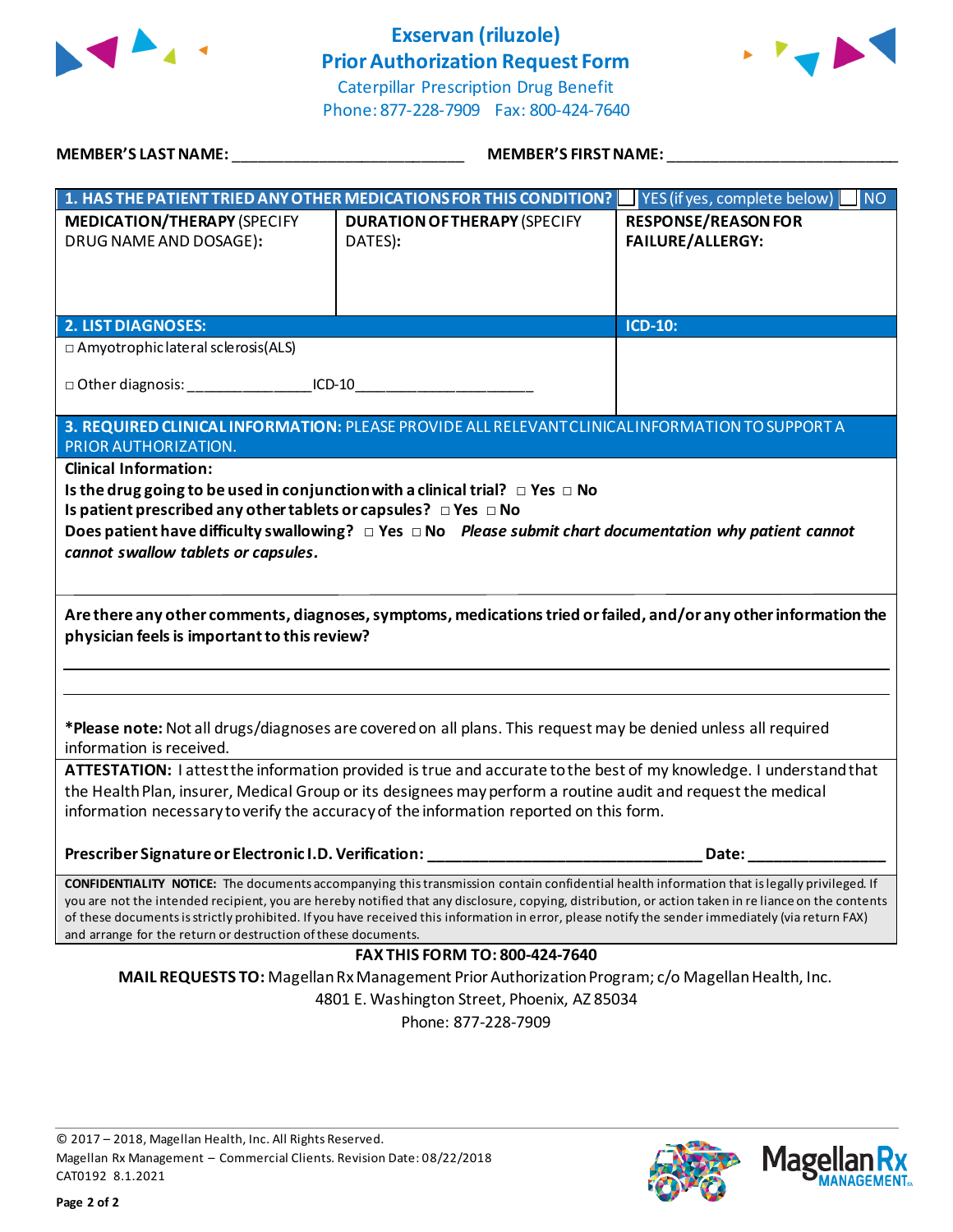# Exservan (riluzole) Prior Authorization Request Form

Caterpillar Prescription Drug Benefit
Phone: 877-228-7909 Fax: 800-424-7640

**MEMBER'S LAST NAME:** ___________________________ **MEMBER'S FIRST NAME:** ___________________________

| **1. HAS THE PATIENT TRIED ANY OTHER MEDICATIONS FOR THIS CONDITION?** | ☐ YES (if yes, complete below) | ☐ NO |
|---|---|---|
| **MEDICATION/THERAPY** (SPECIFY DRUG NAME AND DOSAGE): | **DURATION OF THERAPY** (SPECIFY DATES): | **RESPONSE/REASON FOR FAILURE/ALLERGY:** |
| | | |

| **2. LIST DIAGNOSES:** | **ICD-10:** |
|---|---|
| □ Amyotrophic lateral sclerosis (ALS)<br><br>□ Other diagnosis: _______________ICD-10_____________________ | |

**3. REQUIRED CLINICAL INFORMATION:** PLEASE PROVIDE ALL RELEVANT CLINICAL INFORMATION TO SUPPORT A PRIOR AUTHORIZATION.

**Clinical Information:**

**Is the drug going to be used in conjunction with a clinical trial?** □ **Yes** □ **No**

**Is patient prescribed any other tablets or capsules?** □ **Yes** □ **No**

**Does patient have difficulty swallowing?** □ **Yes** □ **No** ***Please submit chart documentation why patient cannot cannot swallow tablets or capsules.***

**Are there any other comments, diagnoses, symptoms, medications tried or failed, and/or any other information the physician feels is important to this review?**

_______________________________________________________________________________

_______________________________________________________________________________

**\*Please note:** Not all drugs/diagnoses are covered on all plans. This request may be denied unless all required information is received.

**ATTESTATION:** I attest the information provided is true and accurate to the best of my knowledge. I understand that the Health Plan, insurer, Medical Group or its designees may perform a routine audit and request the medical information necessary to verify the accuracy of the information reported on this form.

**Prescriber Signature or Electronic I.D. Verification:** ________________________________ **Date:** ________________

**CONFIDENTIALITY NOTICE:** The documents accompanying this transmission contain confidential health information that is legally privileged. If you are not the intended recipient, you are hereby notified that any disclosure, copying, distribution, or action taken in reliance on the contents of these documents is strictly prohibited. If you have received this information in error, please notify the sender immediately (via return FAX) and arrange for the return or destruction of these documents.

**FAX THIS FORM TO: 800-424-7640**

**MAIL REQUESTS TO:** Magellan Rx Management Prior Authorization Program; c/o Magellan Health, Inc.
4801 E. Washington Street, Phoenix, AZ 85034
Phone: 877-228-7909

© 2017 – 2018, Magellan Health, Inc. All Rights Reserved.
Magellan Rx Management – Commercial Clients. Revision Date: 08/22/2018
CAT0192 8.1.2021